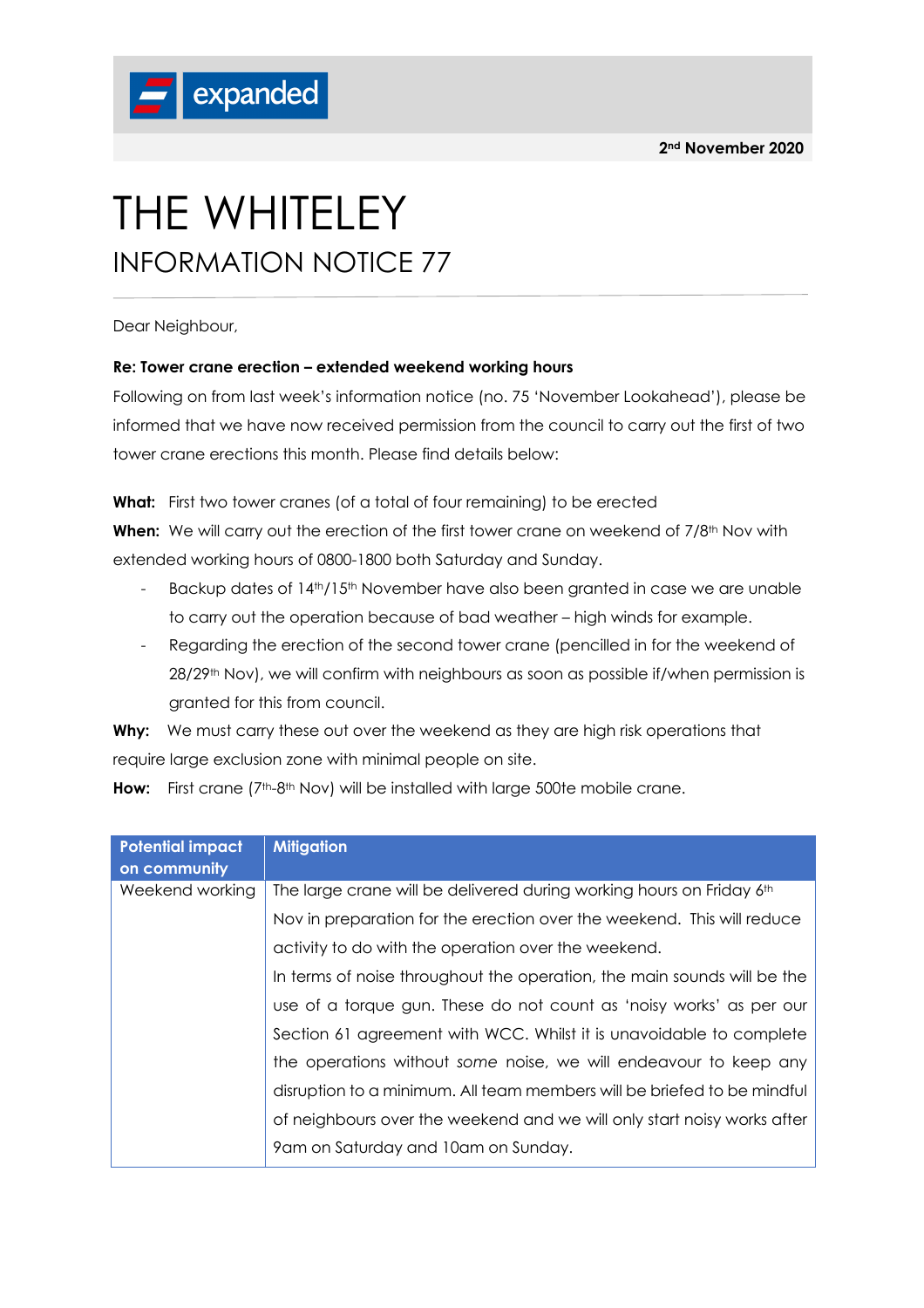expanded

**2nd November 2020**

# THE WHITELEY

## INFORMATION NOTICE 77

Dear Neighbour,

**Re: Tower crane erection – extended weekend working hours**

Following on from last week's information notice (no. 75 'November Lookahead'), please be informed that we have now received permission from the council to carry out the first of two tower crane erections this month. Please find details below:

**What:** First two tower cranes (of a total of four remaining) to be erected

**When:** We will carry out the erection of the first tower crane on weekend of 7/8th Nov with extended working hours of 0800-1800 both Saturday and Sunday.

- Backup dates of 14th/15th November have also been granted in case we are unable to carry out the operation because of bad weather – high winds for example.
- Regarding the erection of the second tower crane (pencilled in for the weekend of 28/29th Nov), we will confirm with neighbours as soon as possible if/when permission is granted for this from council.

**Why:** We must carry these out over the weekend as they are high risk operations that require large exclusion zone with minimal people on site.

**How:** First crane (7th-8th Nov) will be installed with large 500te mobile crane.

| Potential impact on community | Mitigation |
|---|---|
| Weekend working | The large crane will be delivered during working hours on Friday 6th Nov in preparation for the erection over the weekend. This will reduce activity to do with the operation over the weekend. In terms of noise throughout the operation, the main sounds will be the use of a torque gun. These do not count as 'noisy works' as per our Section 61 agreement with WCC. Whilst it is unavoidable to complete the operations without *some* noise, we will endeavour to keep any disruption to a minimum. All team members will be briefed to be mindful of neighbours over the weekend and we will only start noisy works after 9am on Saturday and 10am on Sunday. |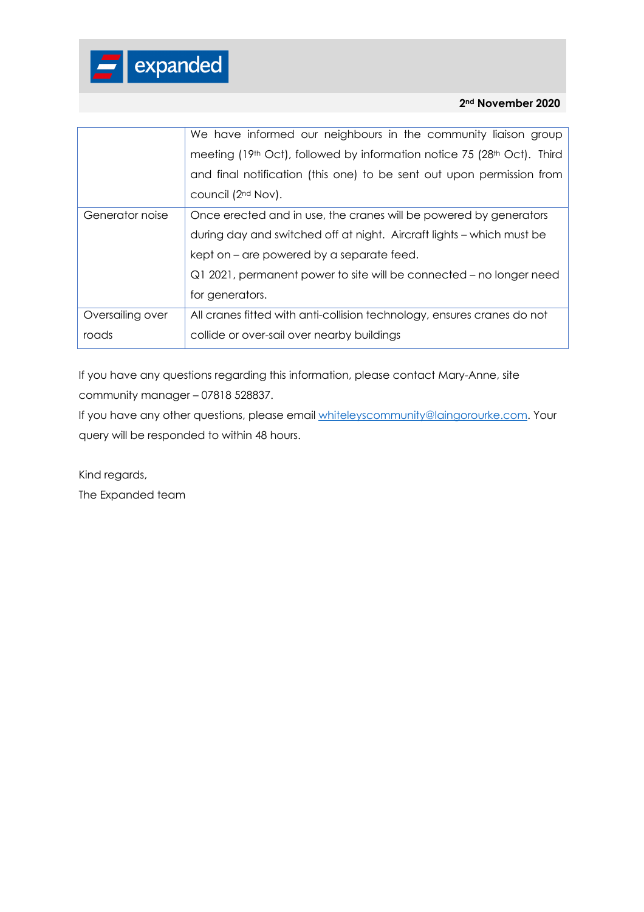2nd November 2020

| | |
|---|---|
| | We have informed our neighbours in the community liaison group meeting (19th Oct), followed by information notice 75 (28th Oct). Third and final notification (this one) to be sent out upon permission from council (2nd Nov). |
| Generator noise | Once erected and in use, the cranes will be powered by generators during day and switched off at night. Aircraft lights – which must be kept on – are powered by a separate feed.<br>Q1 2021, permanent power to site will be connected – no longer need for generators. |
| Oversailing over roads | All cranes fitted with anti-collision technology, ensures cranes do not collide or over-sail over nearby buildings |

If you have any questions regarding this information, please contact Mary-Anne, site community manager – 07818 528837.

If you have any other questions, please email whiteleyscommunity@laingorourke.com. Your query will be responded to within 48 hours.

Kind regards,
The Expanded team